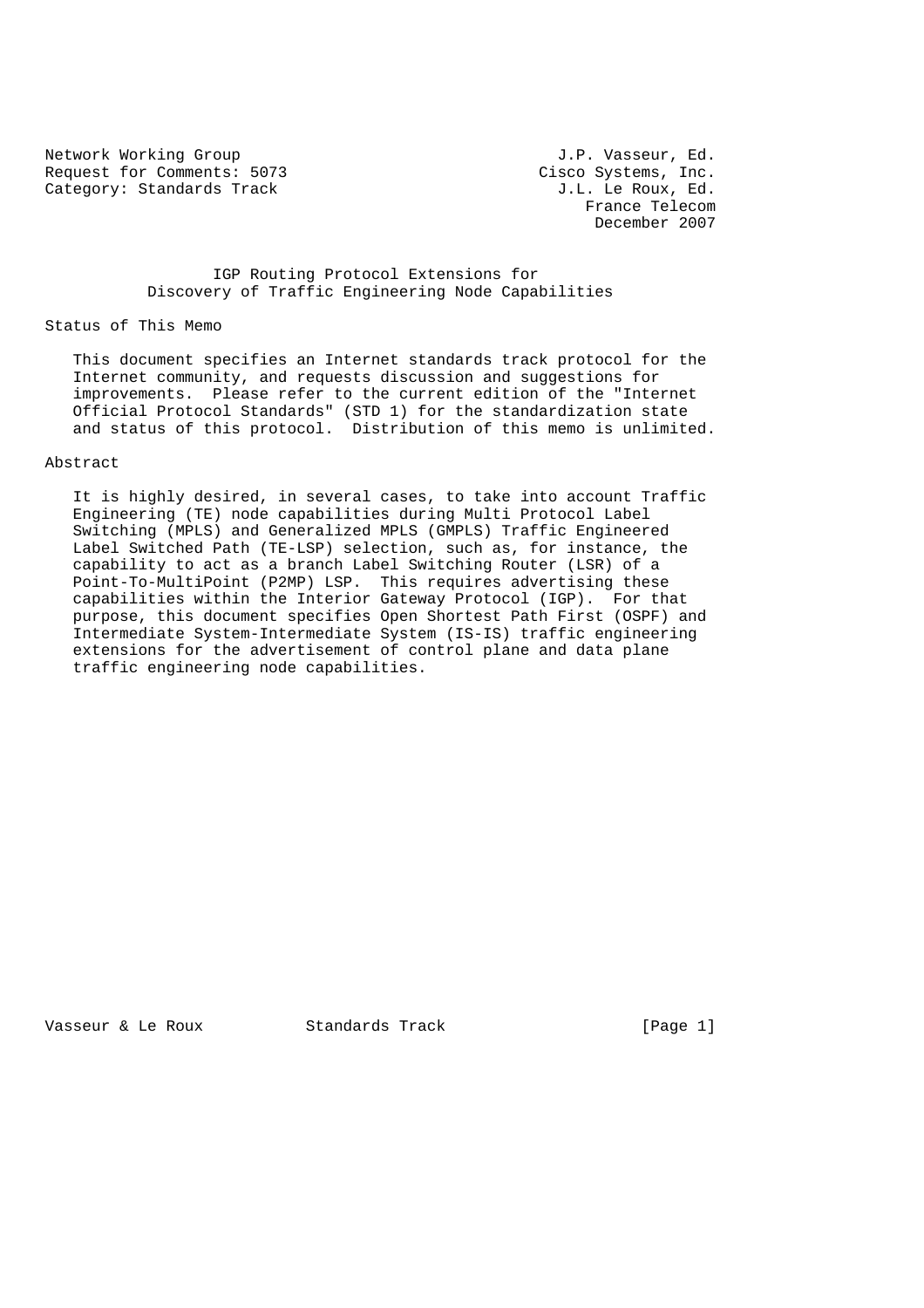Network Working Group                                    J.P. Vasseur, Ed.
Request for Comments: 5073                             Cisco Systems, Inc.
Category: Standards Track                                 J.L. Le Roux, Ed.
                                                            France Telecom
                                                             December 2007

# IGP Routing Protocol Extensions for Discovery of Traffic Engineering Node Capabilities

## Status of This Memo

This document specifies an Internet standards track protocol for the Internet community, and requests discussion and suggestions for improvements. Please refer to the current edition of the "Internet Official Protocol Standards" (STD 1) for the standardization state and status of this protocol. Distribution of this memo is unlimited.

## Abstract

It is highly desired, in several cases, to take into account Traffic Engineering (TE) node capabilities during Multi Protocol Label Switching (MPLS) and Generalized MPLS (GMPLS) Traffic Engineered Label Switched Path (TE-LSP) selection, such as, for instance, the capability to act as a branch Label Switching Router (LSR) of a Point-To-MultiPoint (P2MP) LSP. This requires advertising these capabilities within the Interior Gateway Protocol (IGP). For that purpose, this document specifies Open Shortest Path First (OSPF) and Intermediate System-Intermediate System (IS-IS) traffic engineering extensions for the advertisement of control plane and data plane traffic engineering node capabilities.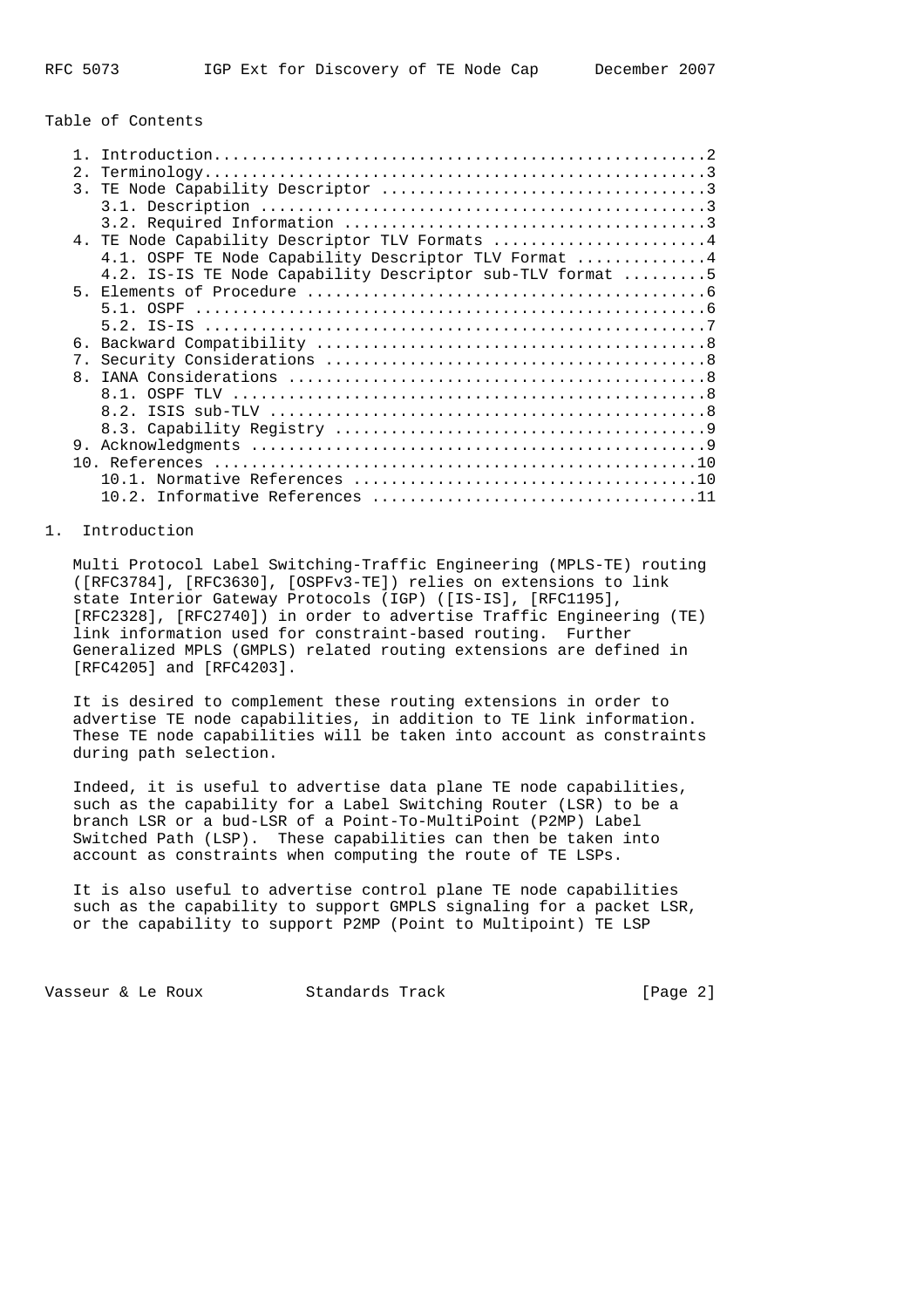Table of Contents

```
   1. Introduction....................................................2
   2. Terminology.....................................................3
   3. TE Node Capability Descriptor ..................................3
      3.1. Description ...............................................3
      3.2. Required Information ......................................3
   4. TE Node Capability Descriptor TLV Formats ......................4
      4.1. OSPF TE Node Capability Descriptor TLV Format .............4
      4.2. IS-IS TE Node Capability Descriptor sub-TLV format .........5
   5. Elements of Procedure ..........................................6
      5.1. OSPF ......................................................6
      5.2. IS-IS .....................................................7
   6. Backward Compatibility .........................................8
   7. Security Considerations ........................................8
   8. IANA Considerations ............................................8
      8.1. OSPF TLV ..................................................8
      8.2. ISIS sub-TLV ..............................................8
      8.3. Capability Registry .......................................9
   9. Acknowledgments ................................................9
   10. References ....................................................10
      10.1. Normative References .....................................10
      10.2. Informative References ...................................11
```

# 1. Introduction

Multi Protocol Label Switching-Traffic Engineering (MPLS-TE) routing ([RFC3784], [RFC3630], [OSPFv3-TE]) relies on extensions to link state Interior Gateway Protocols (IGP) ([IS-IS], [RFC1195], [RFC2328], [RFC2740]) in order to advertise Traffic Engineering (TE) link information used for constraint-based routing. Further Generalized MPLS (GMPLS) related routing extensions are defined in [RFC4205] and [RFC4203].

It is desired to complement these routing extensions in order to advertise TE node capabilities, in addition to TE link information. These TE node capabilities will be taken into account as constraints during path selection.

Indeed, it is useful to advertise data plane TE node capabilities, such as the capability for a Label Switching Router (LSR) to be a branch LSR or a bud-LSR of a Point-To-MultiPoint (P2MP) Label Switched Path (LSP). These capabilities can then be taken into account as constraints when computing the route of TE LSPs.

It is also useful to advertise control plane TE node capabilities such as the capability to support GMPLS signaling for a packet LSR, or the capability to support P2MP (Point to Multipoint) TE LSP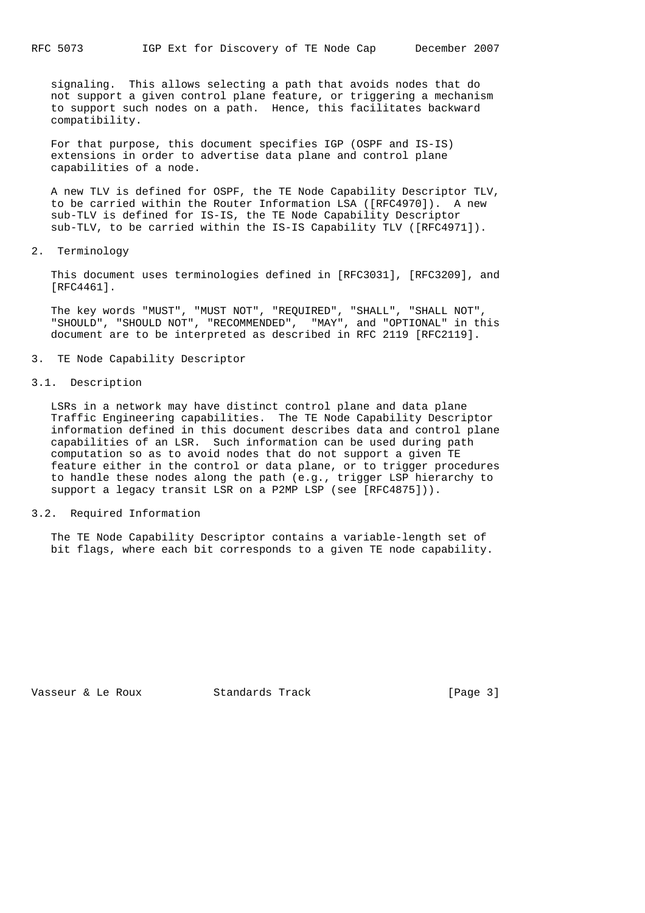signaling. This allows selecting a path that avoids nodes that do not support a given control plane feature, or triggering a mechanism to support such nodes on a path. Hence, this facilitates backward compatibility.

For that purpose, this document specifies IGP (OSPF and IS-IS) extensions in order to advertise data plane and control plane capabilities of a node.

A new TLV is defined for OSPF, the TE Node Capability Descriptor TLV, to be carried within the Router Information LSA ([RFC4970]). A new sub-TLV is defined for IS-IS, the TE Node Capability Descriptor sub-TLV, to be carried within the IS-IS Capability TLV ([RFC4971]).

## 2. Terminology

This document uses terminologies defined in [RFC3031], [RFC3209], and [RFC4461].

The key words "MUST", "MUST NOT", "REQUIRED", "SHALL", "SHALL NOT", "SHOULD", "SHOULD NOT", "RECOMMENDED", "MAY", and "OPTIONAL" in this document are to be interpreted as described in RFC 2119 [RFC2119].

## 3. TE Node Capability Descriptor

### 3.1. Description

LSRs in a network may have distinct control plane and data plane Traffic Engineering capabilities. The TE Node Capability Descriptor information defined in this document describes data and control plane capabilities of an LSR. Such information can be used during path computation so as to avoid nodes that do not support a given TE feature either in the control or data plane, or to trigger procedures to handle these nodes along the path (e.g., trigger LSP hierarchy to support a legacy transit LSR on a P2MP LSP (see [RFC4875])).

### 3.2. Required Information

The TE Node Capability Descriptor contains a variable-length set of bit flags, where each bit corresponds to a given TE node capability.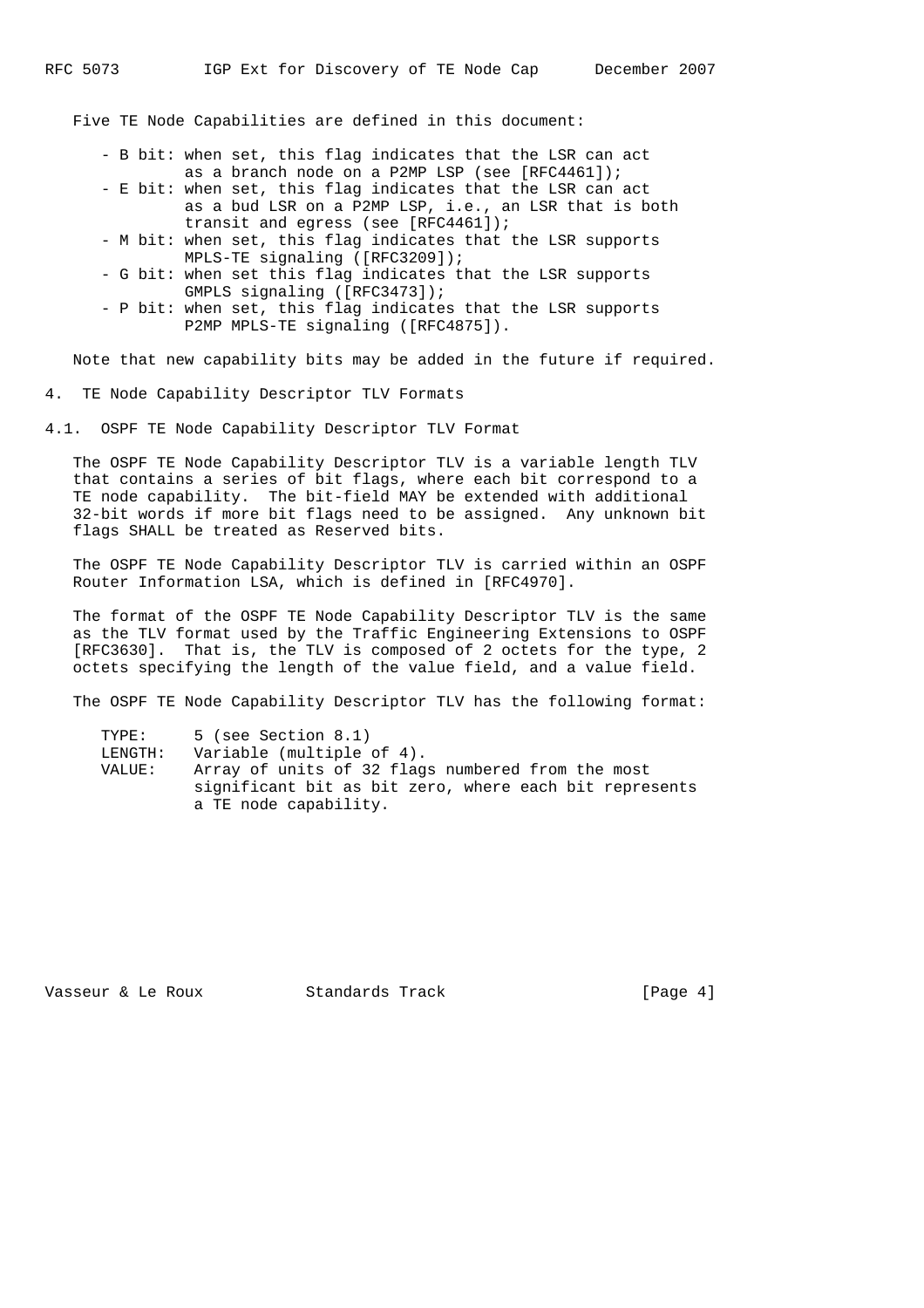Five TE Node Capabilities are defined in this document:

- B bit: when set, this flag indicates that the LSR can act as a branch node on a P2MP LSP (see [RFC4461]);
- E bit: when set, this flag indicates that the LSR can act as a bud LSR on a P2MP LSP, i.e., an LSR that is both transit and egress (see [RFC4461]);
- M bit: when set, this flag indicates that the LSR supports MPLS-TE signaling ([RFC3209]);
- G bit: when set this flag indicates that the LSR supports GMPLS signaling ([RFC3473]);
- P bit: when set, this flag indicates that the LSR supports P2MP MPLS-TE signaling ([RFC4875]).

Note that new capability bits may be added in the future if required.

## 4. TE Node Capability Descriptor TLV Formats

### 4.1. OSPF TE Node Capability Descriptor TLV Format

The OSPF TE Node Capability Descriptor TLV is a variable length TLV that contains a series of bit flags, where each bit correspond to a TE node capability. The bit-field MAY be extended with additional 32-bit words if more bit flags need to be assigned. Any unknown bit flags SHALL be treated as Reserved bits.

The OSPF TE Node Capability Descriptor TLV is carried within an OSPF Router Information LSA, which is defined in [RFC4970].

The format of the OSPF TE Node Capability Descriptor TLV is the same as the TLV format used by the Traffic Engineering Extensions to OSPF [RFC3630]. That is, the TLV is composed of 2 octets for the type, 2 octets specifying the length of the value field, and a value field.

The OSPF TE Node Capability Descriptor TLV has the following format:

```
TYPE:     5 (see Section 8.1)
LENGTH:   Variable (multiple of 4).
VALUE:    Array of units of 32 flags numbered from the most
          significant bit as bit zero, where each bit represents
          a TE node capability.
```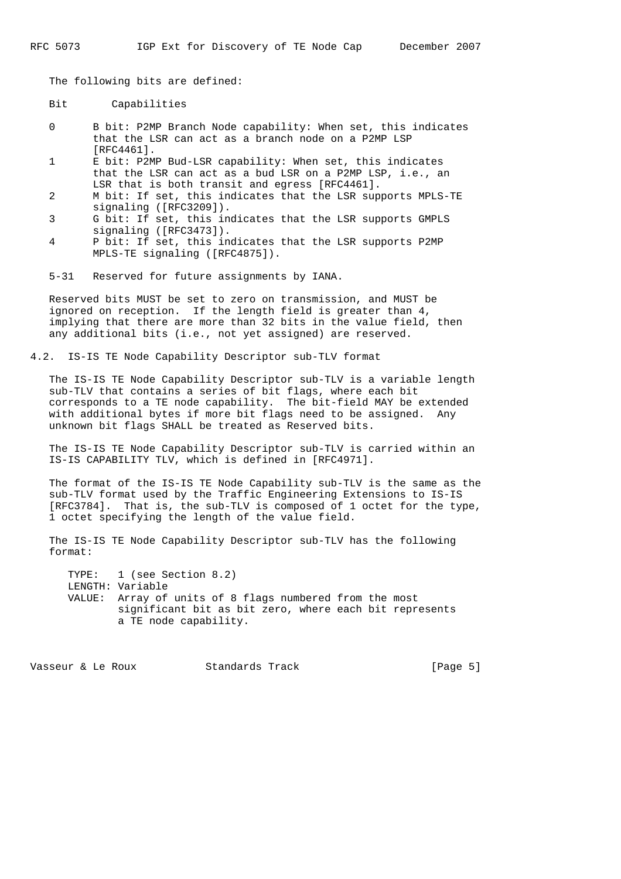The following bits are defined:

| Bit | Capabilities |
| --- | --- |
| 0 | B bit: P2MP Branch Node capability: When set, this indicates that the LSR can act as a branch node on a P2MP LSP [RFC4461]. |
| 1 | E bit: P2MP Bud-LSR capability: When set, this indicates that the LSR can act as a bud LSR on a P2MP LSP, i.e., an LSR that is both transit and egress [RFC4461]. |
| 2 | M bit: If set, this indicates that the LSR supports MPLS-TE signaling ([RFC3209]). |
| 3 | G bit: If set, this indicates that the LSR supports GMPLS signaling ([RFC3473]). |
| 4 | P bit: If set, this indicates that the LSR supports P2MP MPLS-TE signaling ([RFC4875]). |
| 5-31 | Reserved for future assignments by IANA. |

Reserved bits MUST be set to zero on transmission, and MUST be ignored on reception. If the length field is greater than 4, implying that there are more than 32 bits in the value field, then any additional bits (i.e., not yet assigned) are reserved.

## 4.2. IS-IS TE Node Capability Descriptor sub-TLV format

The IS-IS TE Node Capability Descriptor sub-TLV is a variable length sub-TLV that contains a series of bit flags, where each bit corresponds to a TE node capability. The bit-field MAY be extended with additional bytes if more bit flags need to be assigned. Any unknown bit flags SHALL be treated as Reserved bits.

The IS-IS TE Node Capability Descriptor sub-TLV is carried within an IS-IS CAPABILITY TLV, which is defined in [RFC4971].

The format of the IS-IS TE Node Capability sub-TLV is the same as the sub-TLV format used by the Traffic Engineering Extensions to IS-IS [RFC3784]. That is, the sub-TLV is composed of 1 octet for the type, 1 octet specifying the length of the value field.

The IS-IS TE Node Capability Descriptor sub-TLV has the following format:

```
TYPE:   1 (see Section 8.2)
LENGTH: Variable
VALUE:  Array of units of 8 flags numbered from the most
        significant bit as bit zero, where each bit represents
        a TE node capability.
```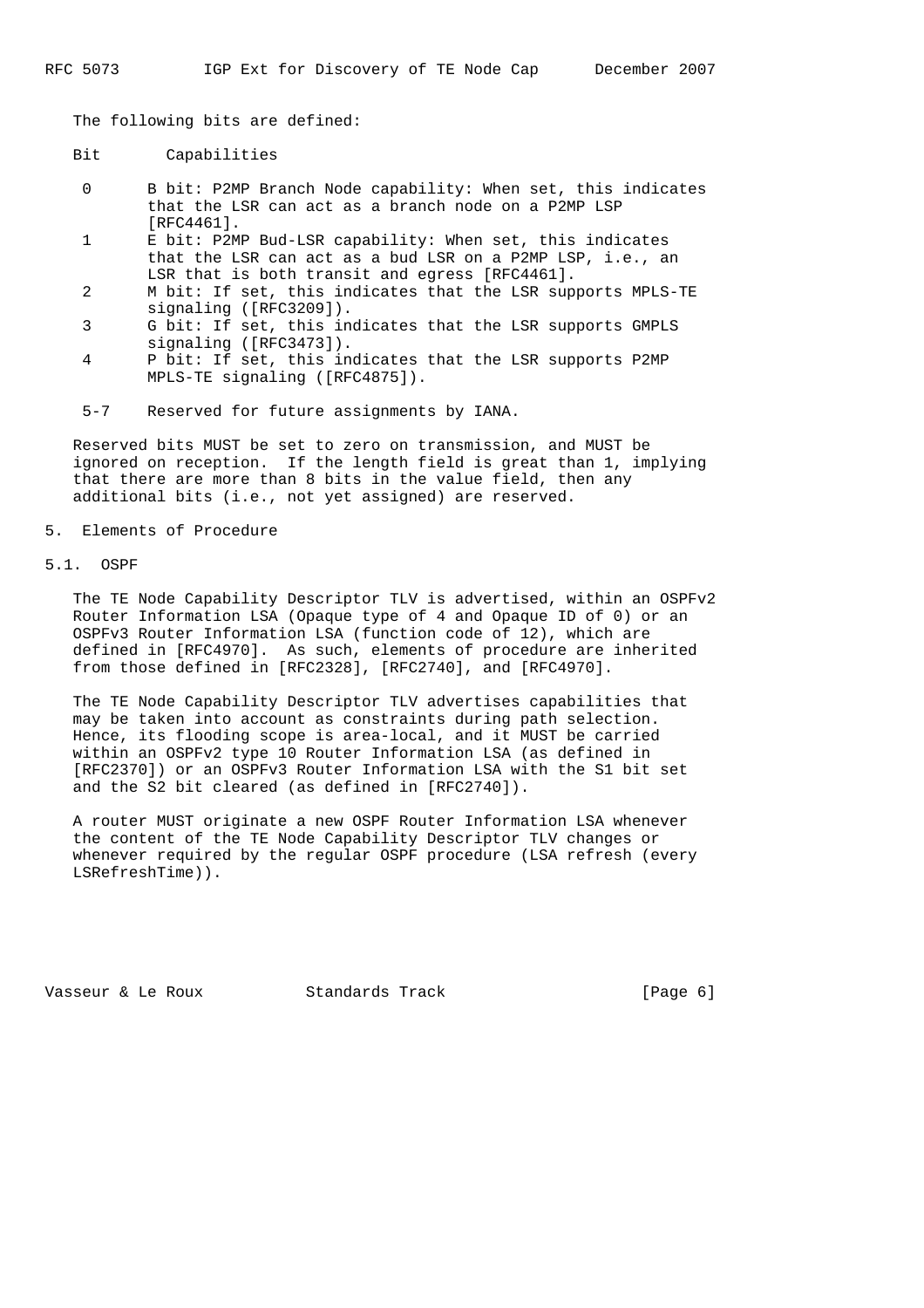The following bits are defined:

| Bit | Capabilities |
| --- | --- |
| 0 | B bit: P2MP Branch Node capability: When set, this indicates that the LSR can act as a branch node on a P2MP LSP [RFC4461]. |
| 1 | E bit: P2MP Bud-LSR capability: When set, this indicates that the LSR can act as a bud LSR on a P2MP LSP, i.e., an LSR that is both transit and egress [RFC4461]. |
| 2 | M bit: If set, this indicates that the LSR supports MPLS-TE signaling ([RFC3209]). |
| 3 | G bit: If set, this indicates that the LSR supports GMPLS signaling ([RFC3473]). |
| 4 | P bit: If set, this indicates that the LSR supports P2MP MPLS-TE signaling ([RFC4875]). |
| 5-7 | Reserved for future assignments by IANA. |

Reserved bits MUST be set to zero on transmission, and MUST be ignored on reception. If the length field is great than 1, implying that there are more than 8 bits in the value field, then any additional bits (i.e., not yet assigned) are reserved.

## 5. Elements of Procedure

### 5.1. OSPF

The TE Node Capability Descriptor TLV is advertised, within an OSPFv2 Router Information LSA (Opaque type of 4 and Opaque ID of 0) or an OSPFv3 Router Information LSA (function code of 12), which are defined in [RFC4970]. As such, elements of procedure are inherited from those defined in [RFC2328], [RFC2740], and [RFC4970].

The TE Node Capability Descriptor TLV advertises capabilities that may be taken into account as constraints during path selection. Hence, its flooding scope is area-local, and it MUST be carried within an OSPFv2 type 10 Router Information LSA (as defined in [RFC2370]) or an OSPFv3 Router Information LSA with the S1 bit set and the S2 bit cleared (as defined in [RFC2740]).

A router MUST originate a new OSPF Router Information LSA whenever the content of the TE Node Capability Descriptor TLV changes or whenever required by the regular OSPF procedure (LSA refresh (every LSRefreshTime)).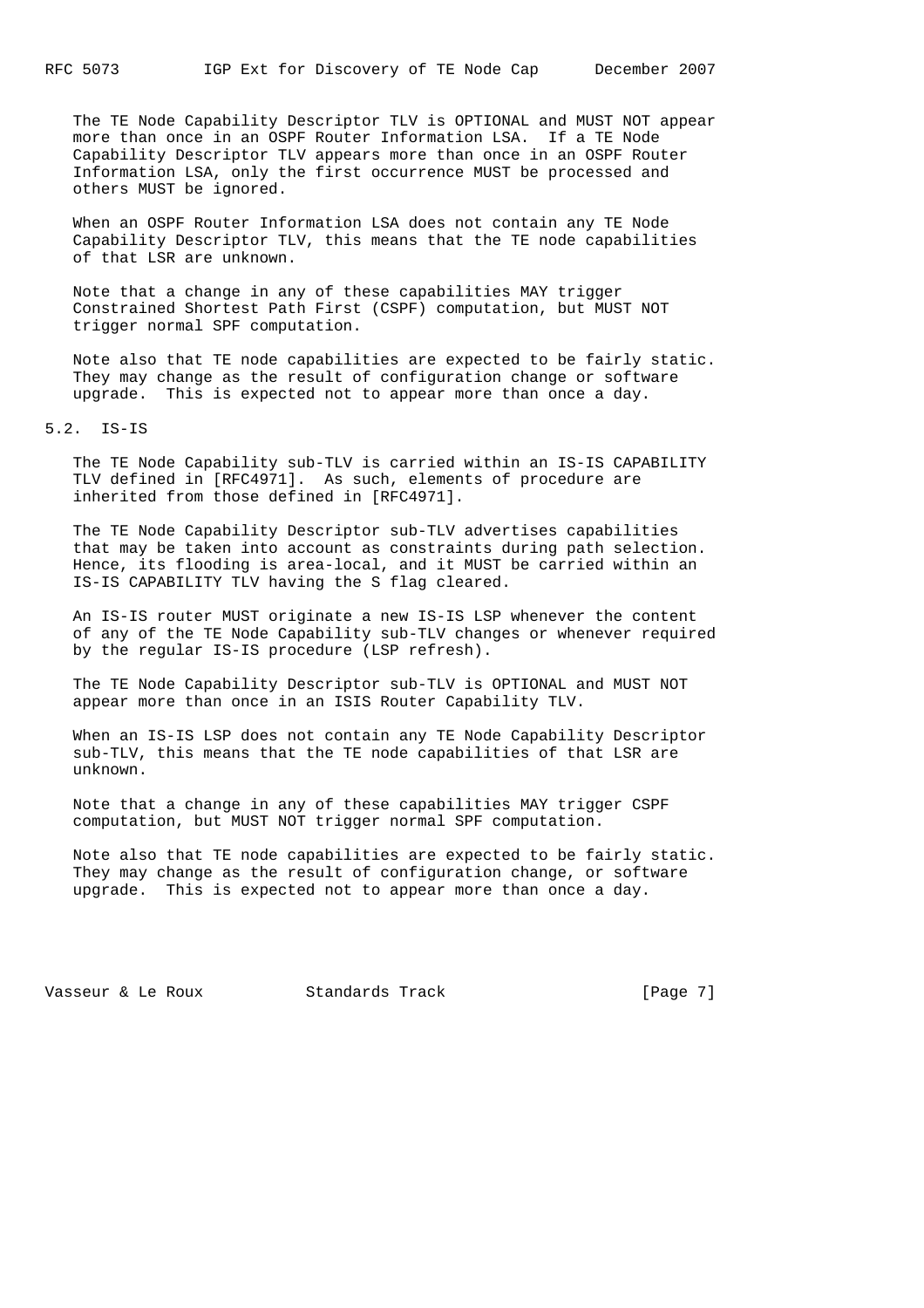The TE Node Capability Descriptor TLV is OPTIONAL and MUST NOT appear more than once in an OSPF Router Information LSA. If a TE Node Capability Descriptor TLV appears more than once in an OSPF Router Information LSA, only the first occurrence MUST be processed and others MUST be ignored.

When an OSPF Router Information LSA does not contain any TE Node Capability Descriptor TLV, this means that the TE node capabilities of that LSR are unknown.

Note that a change in any of these capabilities MAY trigger Constrained Shortest Path First (CSPF) computation, but MUST NOT trigger normal SPF computation.

Note also that TE node capabilities are expected to be fairly static. They may change as the result of configuration change or software upgrade. This is expected not to appear more than once a day.

## 5.2. IS-IS

The TE Node Capability sub-TLV is carried within an IS-IS CAPABILITY TLV defined in [RFC4971]. As such, elements of procedure are inherited from those defined in [RFC4971].

The TE Node Capability Descriptor sub-TLV advertises capabilities that may be taken into account as constraints during path selection. Hence, its flooding is area-local, and it MUST be carried within an IS-IS CAPABILITY TLV having the S flag cleared.

An IS-IS router MUST originate a new IS-IS LSP whenever the content of any of the TE Node Capability sub-TLV changes or whenever required by the regular IS-IS procedure (LSP refresh).

The TE Node Capability Descriptor sub-TLV is OPTIONAL and MUST NOT appear more than once in an ISIS Router Capability TLV.

When an IS-IS LSP does not contain any TE Node Capability Descriptor sub-TLV, this means that the TE node capabilities of that LSR are unknown.

Note that a change in any of these capabilities MAY trigger CSPF computation, but MUST NOT trigger normal SPF computation.

Note also that TE node capabilities are expected to be fairly static. They may change as the result of configuration change, or software upgrade. This is expected not to appear more than once a day.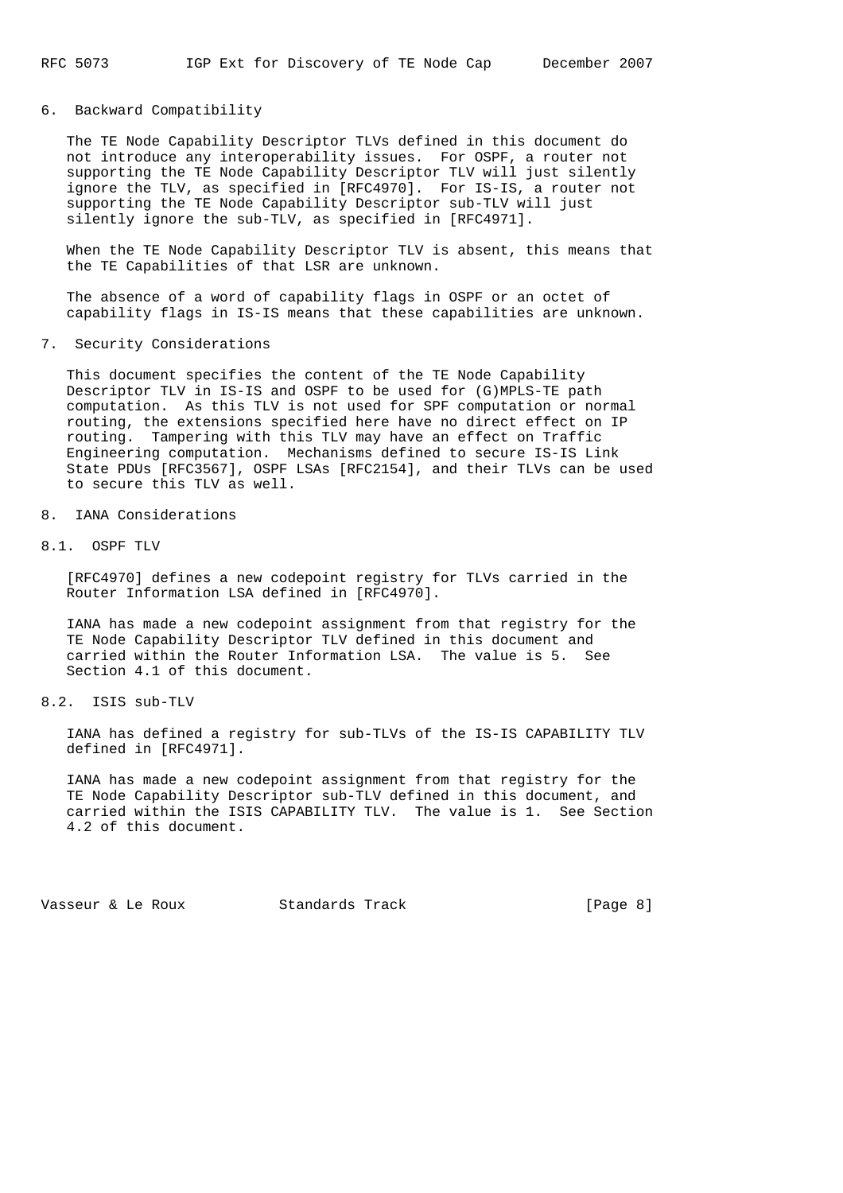## 6. Backward Compatibility

The TE Node Capability Descriptor TLVs defined in this document do not introduce any interoperability issues. For OSPF, a router not supporting the TE Node Capability Descriptor TLV will just silently ignore the TLV, as specified in [RFC4970]. For IS-IS, a router not supporting the TE Node Capability Descriptor sub-TLV will just silently ignore the sub-TLV, as specified in [RFC4971].

When the TE Node Capability Descriptor TLV is absent, this means that the TE Capabilities of that LSR are unknown.

The absence of a word of capability flags in OSPF or an octet of capability flags in IS-IS means that these capabilities are unknown.

## 7. Security Considerations

This document specifies the content of the TE Node Capability Descriptor TLV in IS-IS and OSPF to be used for (G)MPLS-TE path computation. As this TLV is not used for SPF computation or normal routing, the extensions specified here have no direct effect on IP routing. Tampering with this TLV may have an effect on Traffic Engineering computation. Mechanisms defined to secure IS-IS Link State PDUs [RFC3567], OSPF LSAs [RFC2154], and their TLVs can be used to secure this TLV as well.

## 8. IANA Considerations

### 8.1. OSPF TLV

[RFC4970] defines a new codepoint registry for TLVs carried in the Router Information LSA defined in [RFC4970].

IANA has made a new codepoint assignment from that registry for the TE Node Capability Descriptor TLV defined in this document and carried within the Router Information LSA. The value is 5. See Section 4.1 of this document.

### 8.2. ISIS sub-TLV

IANA has defined a registry for sub-TLVs of the IS-IS CAPABILITY TLV defined in [RFC4971].

IANA has made a new codepoint assignment from that registry for the TE Node Capability Descriptor sub-TLV defined in this document, and carried within the ISIS CAPABILITY TLV. The value is 1. See Section 4.2 of this document.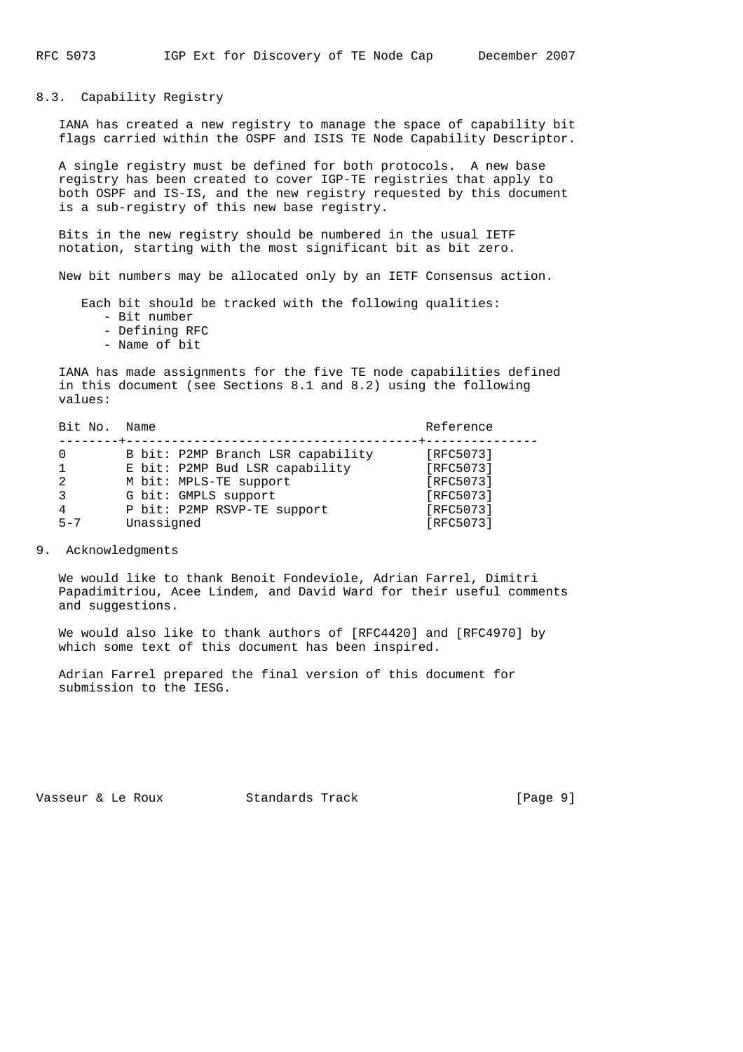## 8.3. Capability Registry

IANA has created a new registry to manage the space of capability bit flags carried within the OSPF and ISIS TE Node Capability Descriptor.

A single registry must be defined for both protocols. A new base registry has been created to cover IGP-TE registries that apply to both OSPF and IS-IS, and the new registry requested by this document is a sub-registry of this new base registry.

Bits in the new registry should be numbered in the usual IETF notation, starting with the most significant bit as bit zero.

New bit numbers may be allocated only by an IETF Consensus action.

Each bit should be tracked with the following qualities:

- Bit number
- Defining RFC
- Name of bit

IANA has made assignments for the five TE node capabilities defined in this document (see Sections 8.1 and 8.2) using the following values:

| Bit No. | Name | Reference |
|---|---|---|
| 0 | B bit: P2MP Branch LSR capability | [RFC5073] |
| 1 | E bit: P2MP Bud LSR capability | [RFC5073] |
| 2 | M bit: MPLS-TE support | [RFC5073] |
| 3 | G bit: GMPLS support | [RFC5073] |
| 4 | P bit: P2MP RSVP-TE support | [RFC5073] |
| 5-7 | Unassigned | [RFC5073] |

# 9. Acknowledgments

We would like to thank Benoit Fondeviole, Adrian Farrel, Dimitri Papadimitriou, Acee Lindem, and David Ward for their useful comments and suggestions.

We would also like to thank authors of [RFC4420] and [RFC4970] by which some text of this document has been inspired.

Adrian Farrel prepared the final version of this document for submission to the IESG.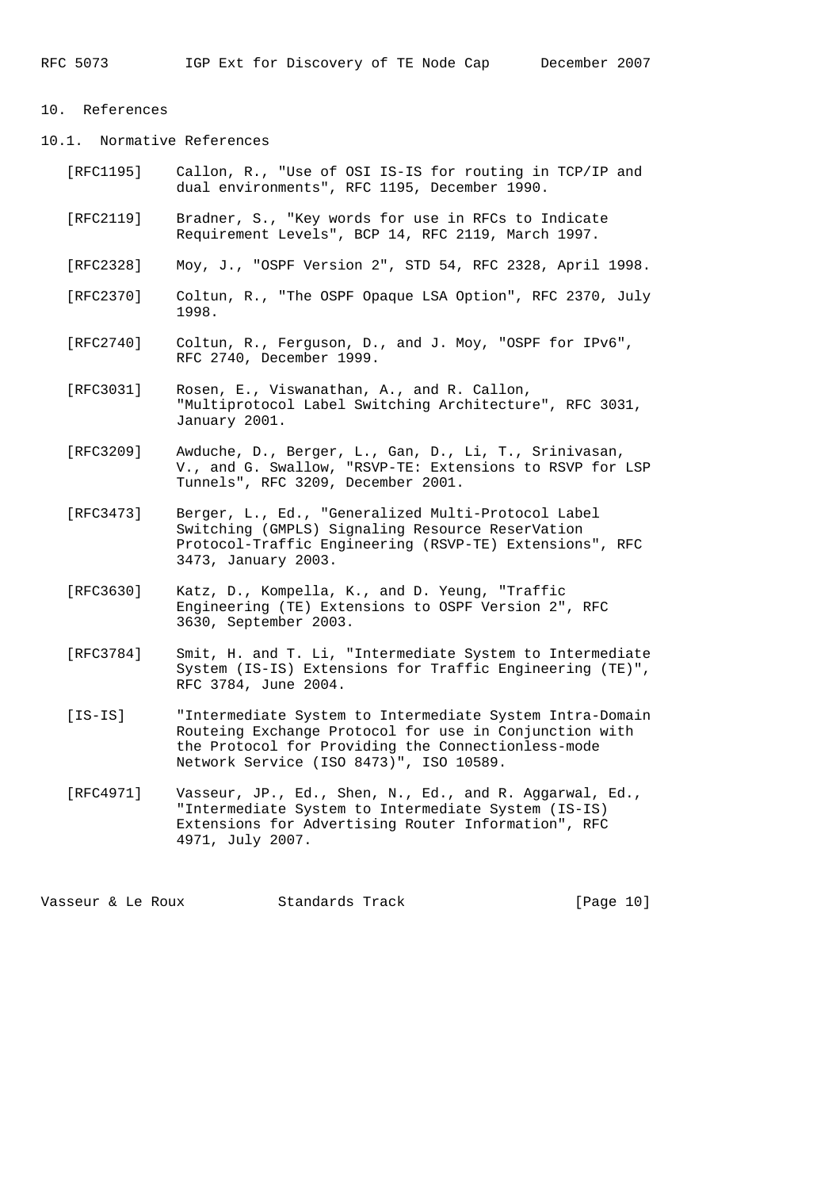## 10. References

### 10.1. Normative References

[RFC1195] Callon, R., "Use of OSI IS-IS for routing in TCP/IP and dual environments", RFC 1195, December 1990.

[RFC2119] Bradner, S., "Key words for use in RFCs to Indicate Requirement Levels", BCP 14, RFC 2119, March 1997.

[RFC2328] Moy, J., "OSPF Version 2", STD 54, RFC 2328, April 1998.

[RFC2370] Coltun, R., "The OSPF Opaque LSA Option", RFC 2370, July 1998.

[RFC2740] Coltun, R., Ferguson, D., and J. Moy, "OSPF for IPv6", RFC 2740, December 1999.

[RFC3031] Rosen, E., Viswanathan, A., and R. Callon, "Multiprotocol Label Switching Architecture", RFC 3031, January 2001.

[RFC3209] Awduche, D., Berger, L., Gan, D., Li, T., Srinivasan, V., and G. Swallow, "RSVP-TE: Extensions to RSVP for LSP Tunnels", RFC 3209, December 2001.

[RFC3473] Berger, L., Ed., "Generalized Multi-Protocol Label Switching (GMPLS) Signaling Resource ReserVation Protocol-Traffic Engineering (RSVP-TE) Extensions", RFC 3473, January 2003.

[RFC3630] Katz, D., Kompella, K., and D. Yeung, "Traffic Engineering (TE) Extensions to OSPF Version 2", RFC 3630, September 2003.

[RFC3784] Smit, H. and T. Li, "Intermediate System to Intermediate System (IS-IS) Extensions for Traffic Engineering (TE)", RFC 3784, June 2004.

[IS-IS] "Intermediate System to Intermediate System Intra-Domain Routeing Exchange Protocol for use in Conjunction with the Protocol for Providing the Connectionless-mode Network Service (ISO 8473)", ISO 10589.

[RFC4971] Vasseur, JP., Ed., Shen, N., Ed., and R. Aggarwal, Ed., "Intermediate System to Intermediate System (IS-IS) Extensions for Advertising Router Information", RFC 4971, July 2007.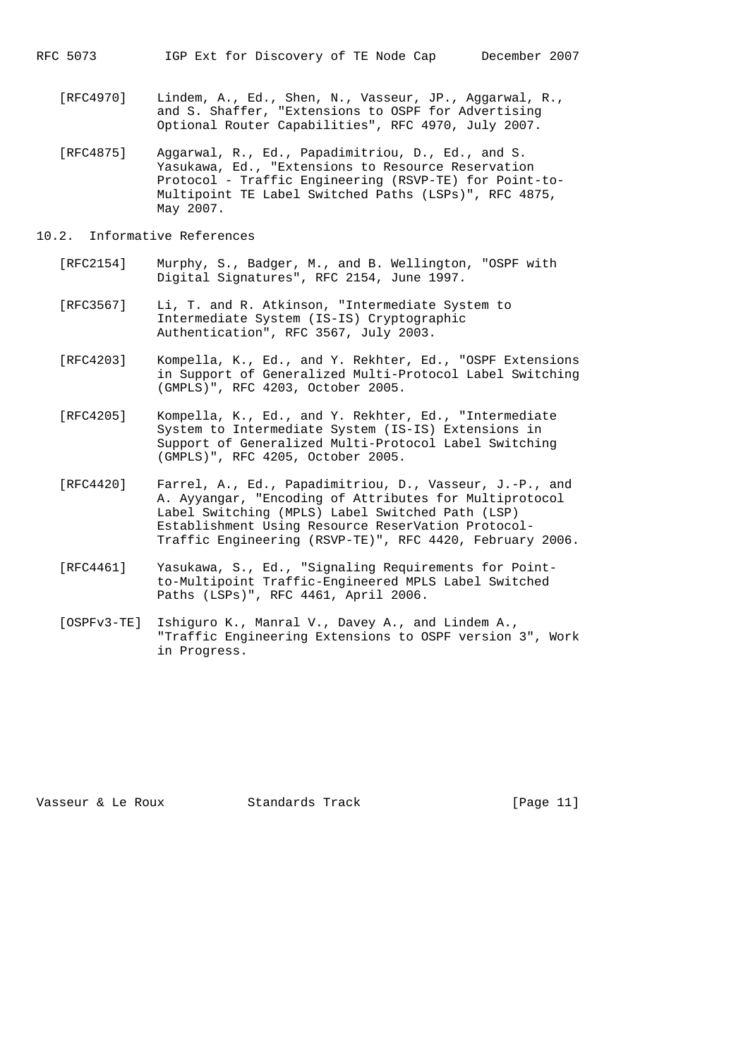[RFC4970] Lindem, A., Ed., Shen, N., Vasseur, JP., Aggarwal, R., and S. Shaffer, "Extensions to OSPF for Advertising Optional Router Capabilities", RFC 4970, July 2007.

[RFC4875] Aggarwal, R., Ed., Papadimitriou, D., Ed., and S. Yasukawa, Ed., "Extensions to Resource Reservation Protocol - Traffic Engineering (RSVP-TE) for Point-to-Multipoint TE Label Switched Paths (LSPs)", RFC 4875, May 2007.

### 10.2. Informative References

[RFC2154] Murphy, S., Badger, M., and B. Wellington, "OSPF with Digital Signatures", RFC 2154, June 1997.

[RFC3567] Li, T. and R. Atkinson, "Intermediate System to Intermediate System (IS-IS) Cryptographic Authentication", RFC 3567, July 2003.

[RFC4203] Kompella, K., Ed., and Y. Rekhter, Ed., "OSPF Extensions in Support of Generalized Multi-Protocol Label Switching (GMPLS)", RFC 4203, October 2005.

[RFC4205] Kompella, K., Ed., and Y. Rekhter, Ed., "Intermediate System to Intermediate System (IS-IS) Extensions in Support of Generalized Multi-Protocol Label Switching (GMPLS)", RFC 4205, October 2005.

[RFC4420] Farrel, A., Ed., Papadimitriou, D., Vasseur, J.-P., and A. Ayyangar, "Encoding of Attributes for Multiprotocol Label Switching (MPLS) Label Switched Path (LSP) Establishment Using Resource ReserVation Protocol-Traffic Engineering (RSVP-TE)", RFC 4420, February 2006.

[RFC4461] Yasukawa, S., Ed., "Signaling Requirements for Point-to-Multipoint Traffic-Engineered MPLS Label Switched Paths (LSPs)", RFC 4461, April 2006.

[OSPFv3-TE] Ishiguro K., Manral V., Davey A., and Lindem A., "Traffic Engineering Extensions to OSPF version 3", Work in Progress.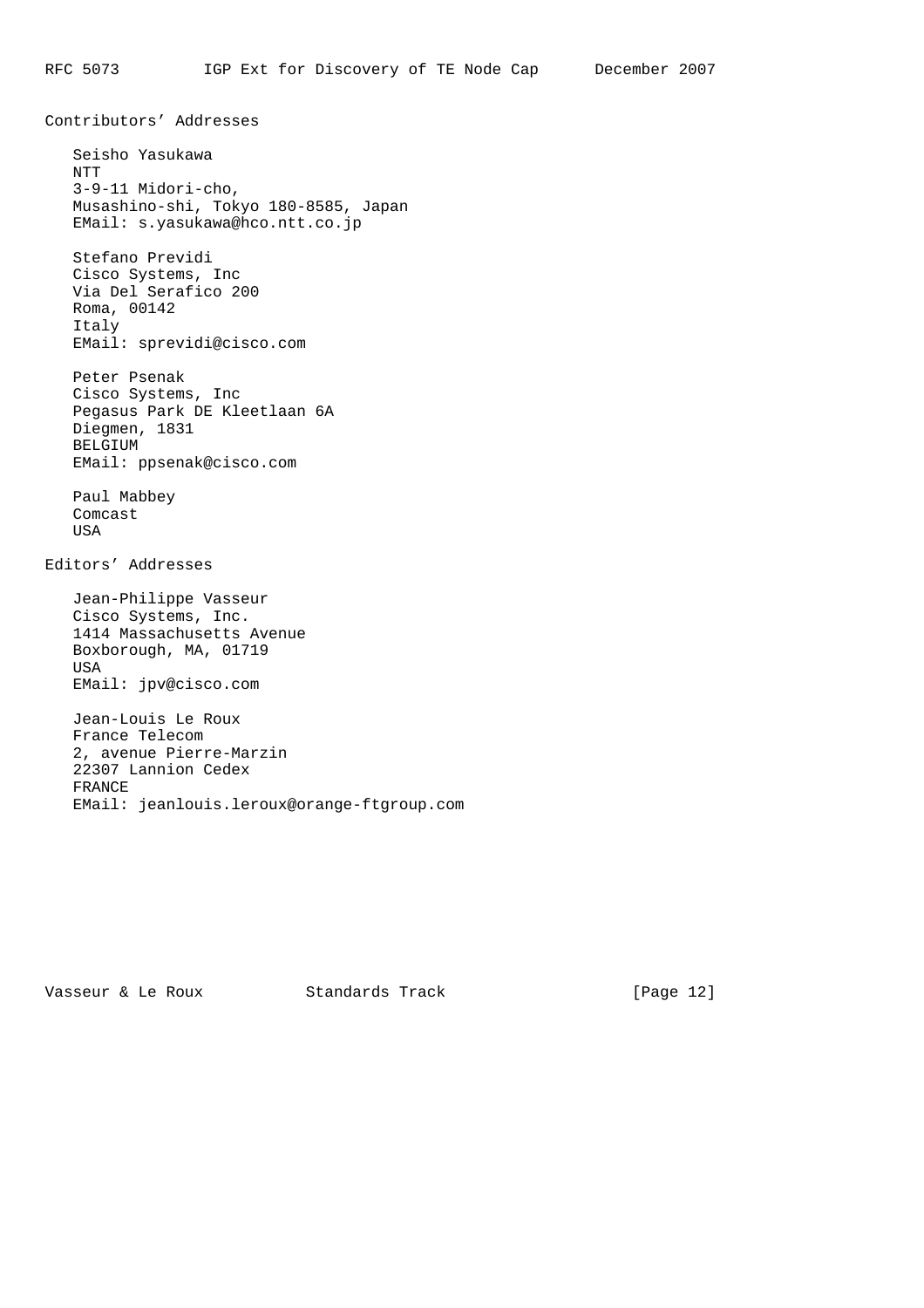## Contributors' Addresses

Seisho Yasukawa
NTT
3-9-11 Midori-cho,
Musashino-shi, Tokyo 180-8585, Japan
EMail: s.yasukawa@hco.ntt.co.jp

Stefano Previdi
Cisco Systems, Inc
Via Del Serafico 200
Roma, 00142
Italy
EMail: sprevidi@cisco.com

Peter Psenak
Cisco Systems, Inc
Pegasus Park DE Kleetlaan 6A
Diegmen, 1831
BELGIUM
EMail: ppsenak@cisco.com

Paul Mabbey
Comcast
USA

## Editors' Addresses

Jean-Philippe Vasseur
Cisco Systems, Inc.
1414 Massachusetts Avenue
Boxborough, MA, 01719
USA
EMail: jpv@cisco.com

Jean-Louis Le Roux
France Telecom
2, avenue Pierre-Marzin
22307 Lannion Cedex
FRANCE
EMail: jeanlouis.leroux@orange-ftgroup.com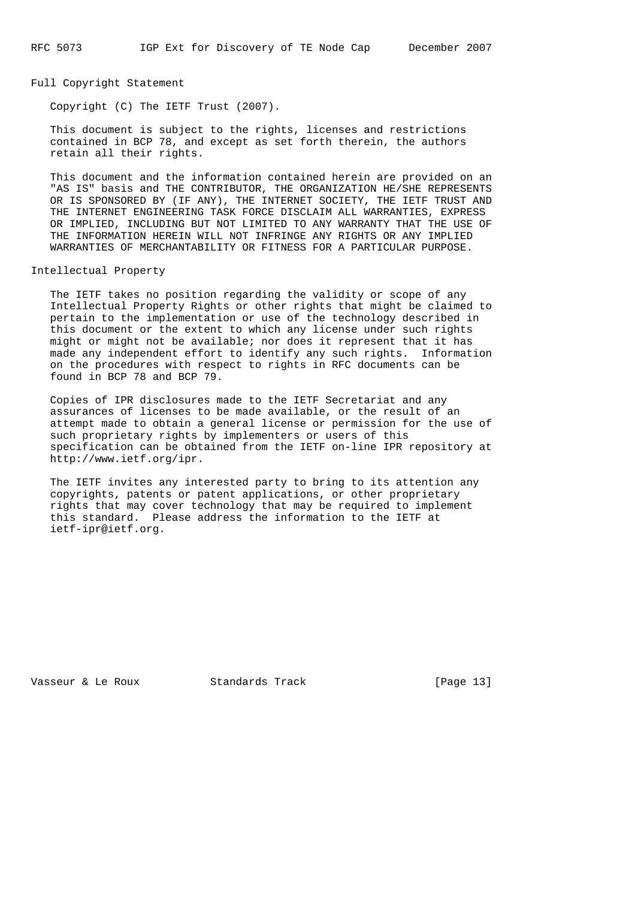## Full Copyright Statement

Copyright (C) The IETF Trust (2007).

This document is subject to the rights, licenses and restrictions contained in BCP 78, and except as set forth therein, the authors retain all their rights.

This document and the information contained herein are provided on an "AS IS" basis and THE CONTRIBUTOR, THE ORGANIZATION HE/SHE REPRESENTS OR IS SPONSORED BY (IF ANY), THE INTERNET SOCIETY, THE IETF TRUST AND THE INTERNET ENGINEERING TASK FORCE DISCLAIM ALL WARRANTIES, EXPRESS OR IMPLIED, INCLUDING BUT NOT LIMITED TO ANY WARRANTY THAT THE USE OF THE INFORMATION HEREIN WILL NOT INFRINGE ANY RIGHTS OR ANY IMPLIED WARRANTIES OF MERCHANTABILITY OR FITNESS FOR A PARTICULAR PURPOSE.

## Intellectual Property

The IETF takes no position regarding the validity or scope of any Intellectual Property Rights or other rights that might be claimed to pertain to the implementation or use of the technology described in this document or the extent to which any license under such rights might or might not be available; nor does it represent that it has made any independent effort to identify any such rights. Information on the procedures with respect to rights in RFC documents can be found in BCP 78 and BCP 79.

Copies of IPR disclosures made to the IETF Secretariat and any assurances of licenses to be made available, or the result of an attempt made to obtain a general license or permission for the use of such proprietary rights by implementers or users of this specification can be obtained from the IETF on-line IPR repository at http://www.ietf.org/ipr.

The IETF invites any interested party to bring to its attention any copyrights, patents or patent applications, or other proprietary rights that may cover technology that may be required to implement this standard. Please address the information to the IETF at ietf-ipr@ietf.org.